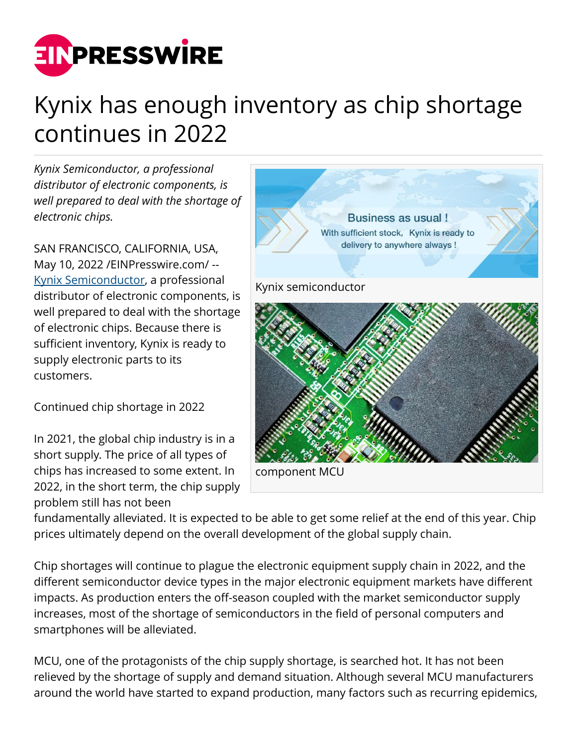# Kynix has enough inventory as chip shortage continues in 2022

*Kynix Semiconductor, a professional distributor of electronic components, is well prepared to deal with the shortage of electronic chips.*

SAN FRANCISCO, CALIFORNIA, USA, May 10, 2022 /EINPresswire.com/ -- Kynix Semiconductor, a professional distributor of electronic components, is well prepared to deal with the shortage of electronic chips. Because there is sufficient inventory, Kynix is ready to supply electronic parts to its customers.

Kynix semiconductor

component MCU

Continued chip shortage in 2022

In 2021, the global chip industry is in a short supply. The price of all types of chips has increased to some extent. In 2022, in the short term, the chip supply problem still has not been fundamentally alleviated. It is expected to be able to get some relief at the end of this year. Chip prices ultimately depend on the overall development of the global supply chain.

Chip shortages will continue to plague the electronic equipment supply chain in 2022, and the different semiconductor device types in the major electronic equipment markets have different impacts. As production enters the off-season coupled with the market semiconductor supply increases, most of the shortage of semiconductors in the field of personal computers and smartphones will be alleviated.

MCU, one of the protagonists of the chip supply shortage, is searched hot. It has not been relieved by the shortage of supply and demand situation. Although several MCU manufacturers around the world have started to expand production, many factors such as recurring epidemics,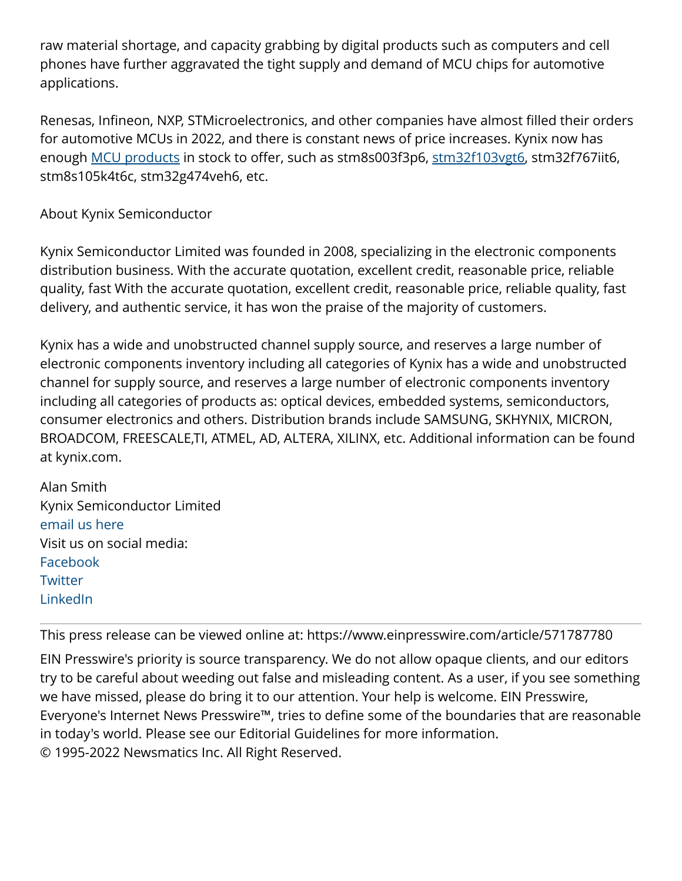raw material shortage, and capacity grabbing by digital products such as computers and cell phones have further aggravated the tight supply and demand of MCU chips for automotive applications.

Renesas, Infineon, NXP, STMicroelectronics, and other companies have almost filled their orders for automotive MCUs in 2022, and there is constant news of price increases. Kynix now has enough [MCU products](#) in stock to offer, such as stm8s003f3p6, [stm32f103vgt6](#), stm32f767iit6, stm8s105k4t6c, stm32g474veh6, etc.

About Kynix Semiconductor

Kynix Semiconductor Limited was founded in 2008, specializing in the electronic components distribution business. With the accurate quotation, excellent credit, reasonable price, reliable quality, fast With the accurate quotation, excellent credit, reasonable price, reliable quality, fast delivery, and authentic service, it has won the praise of the majority of customers.

Kynix has a wide and unobstructed channel supply source, and reserves a large number of electronic components inventory including all categories of Kynix has a wide and unobstructed channel for supply source, and reserves a large number of electronic components inventory including all categories of products as: optical devices, embedded systems, semiconductors, consumer electronics and others. Distribution brands include SAMSUNG, SKHYNIX, MICRON, BROADCOM, FREESCALE,TI, ATMEL, AD, ALTERA, XILINX, etc. Additional information can be found at kynix.com.

Alan Smith
Kynix Semiconductor Limited
email us here
Visit us on social media:
Facebook
Twitter
LinkedIn

---

This press release can be viewed online at: https://www.einpresswire.com/article/571787780

EIN Presswire's priority is source transparency. We do not allow opaque clients, and our editors try to be careful about weeding out false and misleading content. As a user, if you see something we have missed, please do bring it to our attention. Your help is welcome. EIN Presswire, Everyone's Internet News Presswire™, tries to define some of the boundaries that are reasonable in today's world. Please see our Editorial Guidelines for more information.
© 1995-2022 Newsmatics Inc. All Right Reserved.